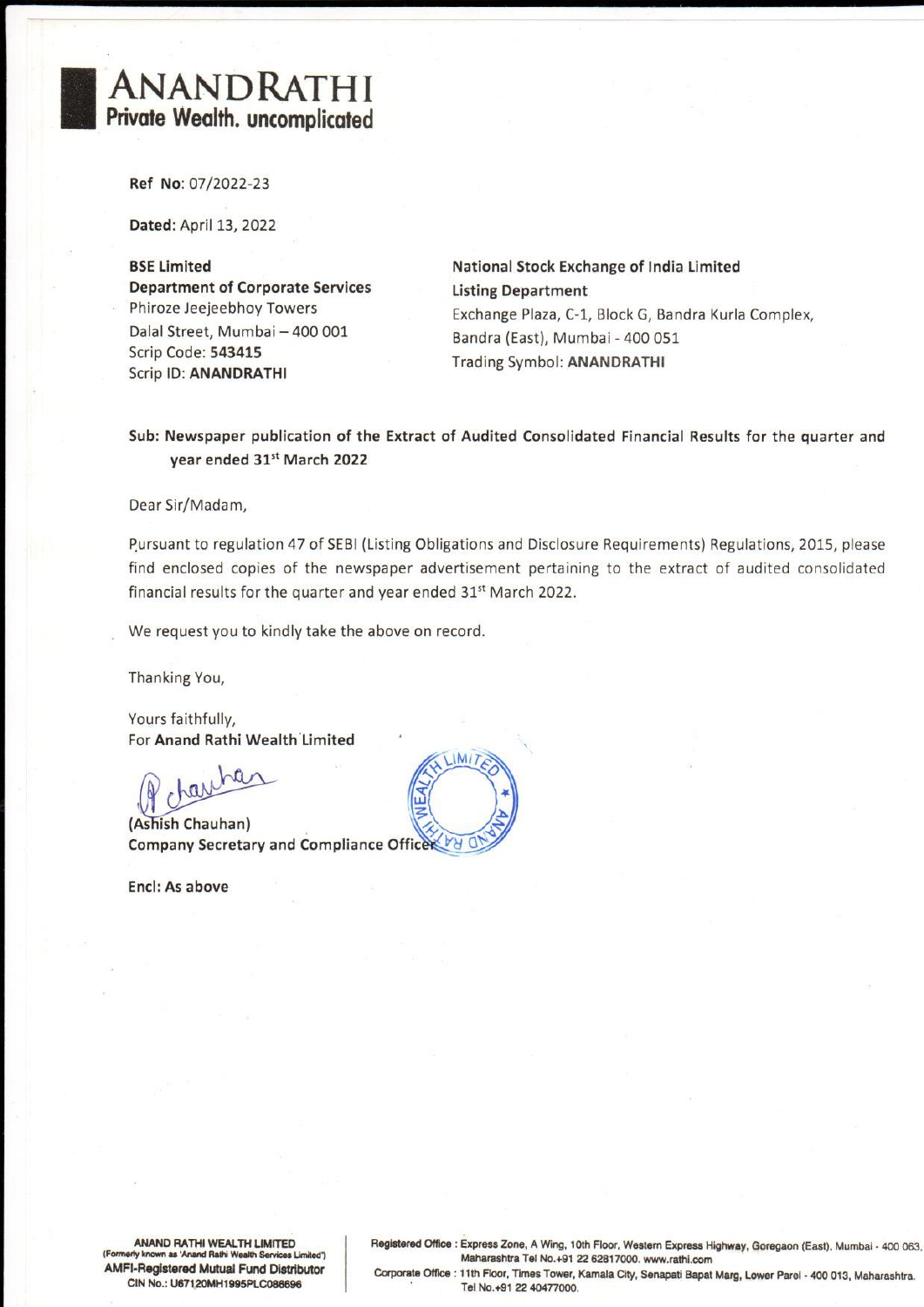# ANANDRATHI
**Private Wealth. uncomplicated**

**Ref No:** 07/2022-23

**Dated:** April 13, 2022

**BSE Limited**
**Department of Corporate Services**
Phiroze Jeejeebhoy Towers
Dalal Street, Mumbai – 400 001
Scrip Code: **543415**
Scrip ID: **ANANDRATHI**

**National Stock Exchange of India Limited**
**Listing Department**
Exchange Plaza, C-1, Block G, Bandra Kurla Complex,
Bandra (East), Mumbai - 400 051
Trading Symbol: **ANANDRATHI**

**Sub: Newspaper publication of the Extract of Audited Consolidated Financial Results for the quarter and year ended 31st March 2022**

Dear Sir/Madam,

Pursuant to regulation 47 of SEBI (Listing Obligations and Disclosure Requirements) Regulations, 2015, please find enclosed copies of the newspaper advertisement pertaining to the extract of audited consolidated financial results for the quarter and year ended 31st March 2022.

We request you to kindly take the above on record.

Thanking You,

Yours faithfully,
For **Anand Rathi Wealth Limited**

(Ashish Chauhan)
**Company Secretary and Compliance Officer**

**Encl: As above**

**ANAND RATHI WEALTH LIMITED**
(Formerly known as 'Anand Rathi Wealth Services Limited')
**AMFI-Registered Mutual Fund Distributor**
CIN No.: U67120MH1995PLC086696

**Registered Office :** Express Zone, A Wing, 10th Floor, Western Express Highway, Goregaon (East), Mumbai - 400 063, Maharashtra Tel No.+91 22 62817000. www.rathi.com
**Corporate Office :** 11th Floor, Times Tower, Kamala City, Senapati Bapat Marg, Lower Parel - 400 013, Maharashtra. Tel No.+91 22 40477000.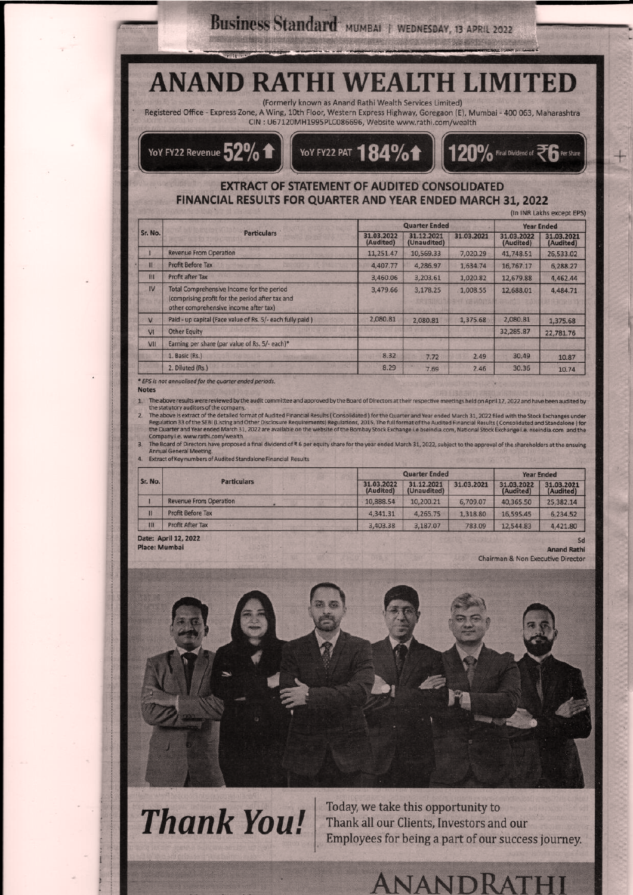# ANAND RATHI WEALTH LIMITED

(Formerly known as Anand Rathi Wealth Services Limited)

Registered Office - Express Zone, A Wing, 10th Floor, Western Express Highway, Goregaon (E), Mumbai - 400 063, Maharashtra

CIN : U67120MH1995PLC086696, Website www.rathi.com/wealth

**YoY FY22 Revenue 52% ↑** | **YoY FY22 PAT 184% ↑** | **120% Final Dividend of ₹6 Per Share**

## EXTRACT OF STATEMENT OF AUDITED CONSOLIDATED FINANCIAL RESULTS FOR QUARTER AND YEAR ENDED MARCH 31, 2022

(In INR Lakhs except EPS)

| Sr. No. | Particulars | Quarter Ended | | | Year Ended | |
|---|---|---|---|---|---|---|
| | | 31.03.2022 (Audited) | 31.12.2021 (Unaudited) | 31.03.2021 | 31.03.2022 (Audited) | 31.03.2021 (Audited) |
| I | Revenue From Operation | 11,251.47 | 10,569.33 | 7,020.29 | 41,748.51 | 26,533.02 |
| II | Profit Before Tax | 4,407.77 | 4,286.97 | 1,634.74 | 16,767.17 | 6,288.27 |
| III | Profit after Tax | 3,460.06 | 3,203.61 | 1,020.82 | 12,679.88 | 4,462.44 |
| IV | Total Comprehensive Income for the period (comprising profit for the period after tax and other comprehensive income after tax) | 3,479.66 | 3,178.25 | 1,008.55 | 12,688.01 | 4,484.71 |
| V | Paid - up capital (Face value of Rs. 5/- each fully paid) | 2,080.81 | 2,080.81 | 1,375.68 | 2,080.81 | 1,375.68 |
| VI | Other Equity | | | | 32,285.87 | 22,781.76 |
| VII | Earning per share (par value of Rs. 5/- each)* | | | | | |
| | 1. Basic (Rs.) | 8.32 | 7.72 | 2.49 | 30.49 | 10.87 |
| | 2. Diluted (Rs.) | 8.29 | 7.69 | 2.46 | 30.36 | 10.74 |

\* EPS is not annualised for the quarter ended periods.

**Notes**

1. The above results were reviewed by the audit committee and approved by the Board of Directors at their respective meetings held on April 12, 2022 and have been audited by the statutory auditors of the company.
2. The above is extract of the detailed format of Audited Financial Results (Consolidated) for the Quarter and Year ended March 31, 2022 filed with the Stock Exchanges under Regulation 33 of the SEBI (Listing and Other Disclosure Requirements) Regulations, 2015. The full format of the Audited Financial Results (Consolidated and Standalone) for the Quarter and Year ended March 31, 2022 are available on the website of the Bombay Stock Exchange i.e bseindia.com, National Stock Exchange i.e. nseindia.com and the Company i.e. www.rathi.com/wealth
3. The Board of Directors have proposed a final dividend of ₹ 6 per equity share for the year ended March 31, 2022, subject to the approval of the shareholders at the ensuing Annual General Meeting.
4. Extract of Key numbers of Audited Standalone Financial Results

| Sr. No. | Particulars | Quarter Ended | | | Year Ended | |
|---|---|---|---|---|---|---|
| | | 31.03.2022 (Audited) | 31.12.2021 (Unaudited) | 31.03.2021 | 31.03.2022 (Audited) | 31.03.2021 (Audited) |
| I | Revenue From Operation | 10,888.54 | 10,200.21 | 6,709.07 | 40,365.50 | 25,382.14 |
| II | Profit Before Tax | 4,341.31 | 4,265.75 | 1,318.80 | 16,595.45 | 6,234.52 |
| III | Profit After Tax | 3,403.38 | 3,187.07 | 783.09 | 12,544.83 | 4,421.80 |

Date: April 12, 2022
Place: Mumbai

Sd
**Anand Rathi**
Chairman & Non Executive Director

# *Thank You!*

Today, we take this opportunity to Thank all our Clients, Investors and our Employees for being a part of our success journey.

ANANDRATHI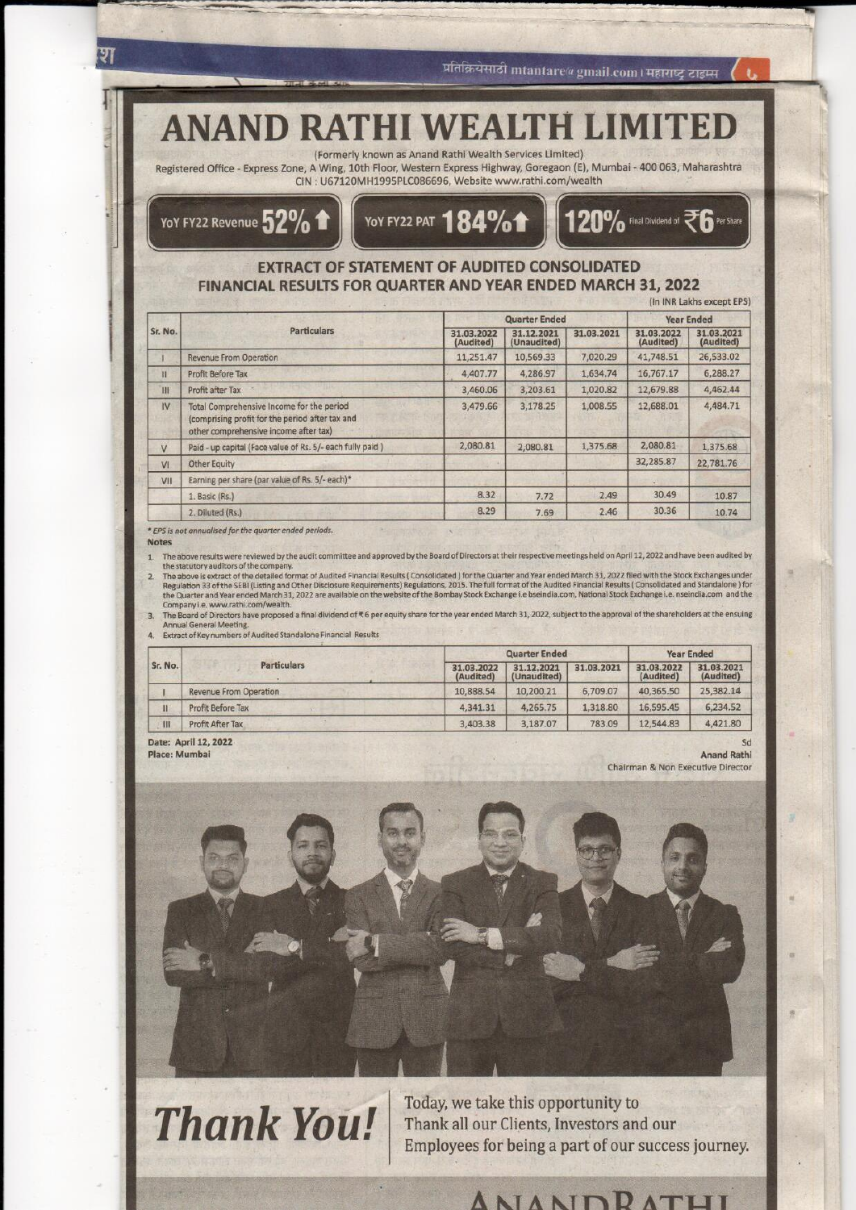# ANAND RATHI WEALTH LIMITED

(Formerly known as Anand Rathi Wealth Services Limited)
Registered Office - Express Zone, A Wing, 10th Floor, Western Express Highway, Goregaon (E), Mumbai - 400 063, Maharashtra
CIN : U67120MH1995PLC086696, Website www.rathi.com/wealth

**YoY FY22 Revenue 52% ↑** | **YoY FY22 PAT 184% ↑** | **120% Final Dividend of ₹6 Per Share**

## EXTRACT OF STATEMENT OF AUDITED CONSOLIDATED FINANCIAL RESULTS FOR QUARTER AND YEAR ENDED MARCH 31, 2022

(In INR Lakhs except EPS)

| Sr. No. | Particulars | Quarter Ended | | | Year Ended | |
|---|---|---|---|---|---|---|
| | | 31.03.2022 (Audited) | 31.12.2021 (Unaudited) | 31.03.2021 | 31.03.2022 (Audited) | 31.03.2021 (Audited) |
| I | Revenue From Operation | 11,251.47 | 10,569.33 | 7,020.29 | 41,748.51 | 26,533.02 |
| II | Profit Before Tax | 4,407.77 | 4,286.97 | 1,634.74 | 16,767.17 | 6,288.27 |
| III | Profit after Tax | 3,460.06 | 3,203.61 | 1,020.82 | 12,679.88 | 4,462.44 |
| IV | Total Comprehensive Income for the period (comprising profit for the period after tax and other comprehensive income after tax) | 3,479.66 | 3,178.25 | 1,008.55 | 12,688.01 | 4,484.71 |
| V | Paid - up capital (Face value of Rs. 5/- each fully paid) | 2,080.81 | 2,080.81 | 1,375.68 | 2,080.81 | 1,375.68 |
| VI | Other Equity | | | | 32,285.87 | 22,781.76 |
| VII | Earning per share (par value of Rs. 5/- each)* | | | | | |
| | 1. Basic (Rs.) | 8.32 | 7.72 | 2.49 | 30.49 | 10.87 |
| | 2. Diluted (Rs.) | 8.29 | 7.69 | 2.46 | 30.36 | 10.74 |

*\* EPS is not annualised for the quarter ended periods.*

**Notes**

1. The above results were reviewed by the audit committee and approved by the Board of Directors at their respective meetings held on April 12, 2022 and have been audited by the statutory auditors of the company.
2. The above is extract of the detailed format of Audited Financial Results ( Consolidated ) for the Quarter and Year ended March 31, 2022 filed with the Stock Exchanges under Regulation 33 of the SEBI (Listing and Other Disclosure Requirements) Regulations, 2015. The full format of the Audited Financial Results ( Consolidated and Standalone ) for the Quarter and Year ended March 31, 2022 are available on the website of the Bombay Stock Exchange i.e bseindia.com, National Stock Exchange i.e. nseindia.com and the Company i.e. www.rathi.com/wealth.
3. The Board of Directors have proposed a final dividend of ₹6 per equity share for the year ended March 31, 2022, subject to the approval of the shareholders at the ensuing Annual General Meeting.
4. Extract of Key numbers of Audited Standalone Financial Results

| Sr. No. | Particulars | Quarter Ended | | | Year Ended | |
|---|---|---|---|---|---|---|
| | | 31.03.2022 (Audited) | 31.12.2021 (Unaudited) | 31.03.2021 | 31.03.2022 (Audited) | 31.03.2021 (Audited) |
| I | Revenue From Operation | 10,888.54 | 10,200.21 | 6,709.07 | 40,365.50 | 25,382.14 |
| II | Profit Before Tax | 4,341.31 | 4,265.75 | 1,318.80 | 16,595.45 | 6,234.52 |
| III | Profit After Tax | 3,403.38 | 3,187.07 | 783.09 | 12,544.83 | 4,421.80 |

Date: April 12, 2022
Place: Mumbai

Sd
Anand Rathi
Chairman & Non Executive Director

# Thank You!

Today, we take this opportunity to Thank all our Clients, Investors and our Employees for being a part of our success journey.

ANANDRATHI